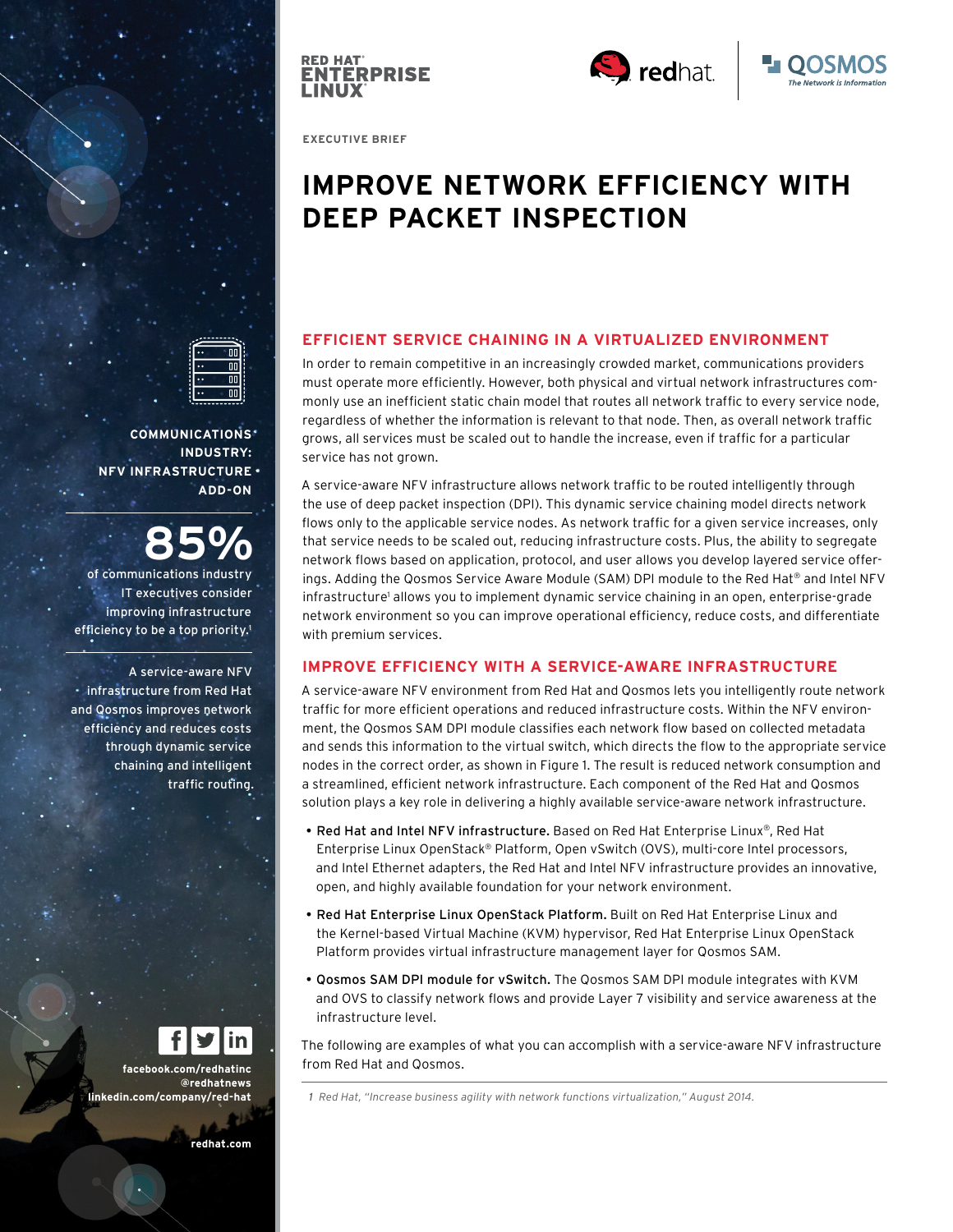EXECUTIVE BRIEF

# IMPROVE NETWORK EFFICIENCY WITH DEEP PACKET INSPECTION

COMMUNICATIONS INDUSTRY: NFV INFRASTRUCTURE ADD-ON

**85%** of communications industry IT executives consider improving infrastructure efficiency to be a top priority.[1]

A service-aware NFV infrastructure from Red Hat and Qosmos improves network efficiency and reduces costs through dynamic service chaining and intelligent traffic routing.

facebook.com/redhatinc
@redhatnews
linkedin.com/company/red-hat

redhat.com

## EFFICIENT SERVICE CHAINING IN A VIRTUALIZED ENVIRONMENT

In order to remain competitive in an increasingly crowded market, communications providers must operate more efficiently. However, both physical and virtual network infrastructures commonly use an inefficient static chain model that routes all network traffic to every service node, regardless of whether the information is relevant to that node. Then, as overall network traffic grows, all services must be scaled out to handle the increase, even if traffic for a particular service has not grown.

A service-aware NFV infrastructure allows network traffic to be routed intelligently through the use of deep packet inspection (DPI). This dynamic service chaining model directs network flows only to the applicable service nodes. As network traffic for a given service increases, only that service needs to be scaled out, reducing infrastructure costs. Plus, the ability to segregate network flows based on application, protocol, and user allows you develop layered service offerings. Adding the Qosmos Service Aware Module (SAM) DPI module to the Red Hat® and Intel NFV infrastructure[1] allows you to implement dynamic service chaining in an open, enterprise-grade network environment so you can improve operational efficiency, reduce costs, and differentiate with premium services.

## IMPROVE EFFICIENCY WITH A SERVICE-AWARE INFRASTRUCTURE

A service-aware NFV environment from Red Hat and Qosmos lets you intelligently route network traffic for more efficient operations and reduced infrastructure costs. Within the NFV environment, the Qosmos SAM DPI module classifies each network flow based on collected metadata and sends this information to the virtual switch, which directs the flow to the appropriate service nodes in the correct order, as shown in Figure 1. The result is reduced network consumption and a streamlined, efficient network infrastructure. Each component of the Red Hat and Qosmos solution plays a key role in delivering a highly available service-aware network infrastructure.

- **Red Hat and Intel NFV infrastructure.** Based on Red Hat Enterprise Linux®, Red Hat Enterprise Linux OpenStack® Platform, Open vSwitch (OVS), multi-core Intel processors, and Intel Ethernet adapters, the Red Hat and Intel NFV infrastructure provides an innovative, open, and highly available foundation for your network environment.
- **Red Hat Enterprise Linux OpenStack Platform.** Built on Red Hat Enterprise Linux and the Kernel-based Virtual Machine (KVM) hypervisor, Red Hat Enterprise Linux OpenStack Platform provides virtual infrastructure management layer for Qosmos SAM.
- **Qosmos SAM DPI module for vSwitch.** The Qosmos SAM DPI module integrates with KVM and OVS to classify network flows and provide Layer 7 visibility and service awareness at the infrastructure level.

The following are examples of what you can accomplish with a service-aware NFV infrastructure from Red Hat and Qosmos.

1 *Red Hat, "Increase business agility with network functions virtualization," August 2014.*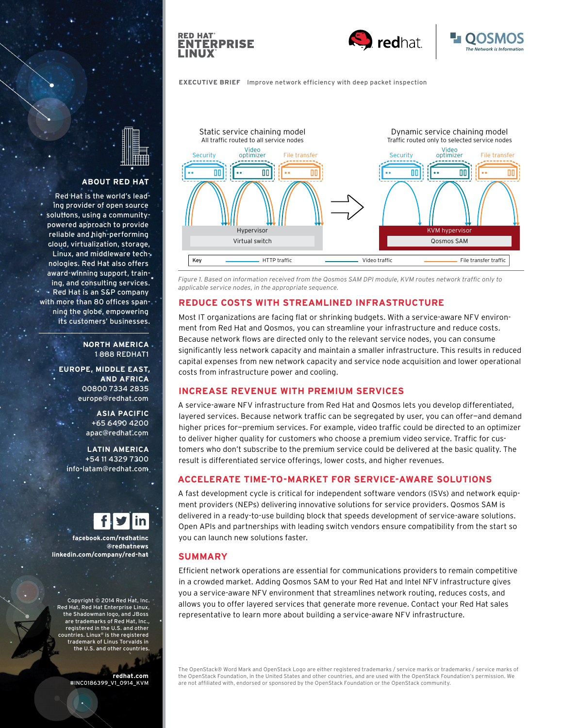EXECUTIVE BRIEF Improve network efficiency with deep packet inspection

Static service chaining model
All traffic routed to all service nodes

Security
Video optimizer
File transfer

Hypervisor
Virtual switch

Dynamic service chaining model
Traffic routed only to selected service nodes

Security
Video optimizer
File transfer

KVM hypervisor
Qosmos SAM

Key
HTTP traffic
Video traffic
File transfer traffic

*Figure 1. Based on information received from the Qosmos SAM DPI module, KVM routes network traffic only to applicable service nodes, in the appropriate sequence.*

## REDUCE COSTS WITH STREAMLINED INFRASTRUCTURE

Most IT organizations are facing flat or shrinking budgets. With a service-aware NFV environment from Red Hat and Qosmos, you can streamline your infrastructure and reduce costs. Because network flows are directed only to the relevant service nodes, you can consume significantly less network capacity and maintain a smaller infrastructure. This results in reduced capital expenses from new network capacity and service node acquisition and lower operational costs from infrastructure power and cooling.

## INCREASE REVENUE WITH PREMIUM SERVICES

A service-aware NFV infrastructure from Red Hat and Qosmos lets you develop differentiated, layered services. Because network traffic can be segregated by user, you can offer—and demand higher prices for—premium services. For example, video traffic could be directed to an optimizer to deliver higher quality for customers who choose a premium video service. Traffic for customers who don't subscribe to the premium service could be delivered at the basic quality. The result is differentiated service offerings, lower costs, and higher revenues.

## ACCELERATE TIME-TO-MARKET FOR SERVICE-AWARE SOLUTIONS

A fast development cycle is critical for independent software vendors (ISVs) and network equipment providers (NEPs) delivering innovative solutions for service providers. Qosmos SAM is delivered in a ready-to-use building block that speeds development of service-aware solutions. Open APIs and partnerships with leading switch vendors ensure compatibility from the start so you can launch new solutions faster.

## SUMMARY

Efficient network operations are essential for communications providers to remain competitive in a crowded market. Adding Qosmos SAM to your Red Hat and Intel NFV infrastructure gives you a service-aware NFV environment that streamlines network routing, reduces costs, and allows you to offer layered services that generate more revenue. Contact your Red Hat sales representative to learn more about building a service-aware NFV infrastructure.

## ABOUT RED HAT

Red Hat is the world's leading provider of open source solutions, using a community-powered approach to provide reliable and high-performing cloud, virtualization, storage, Linux, and middleware technologies. Red Hat also offers award-winning support, training, and consulting services. Red Hat is an S&P company with more than 80 offices spanning the globe, empowering its customers' businesses.

**NORTH AMERICA**
1 888 REDHAT1

**EUROPE, MIDDLE EAST, AND AFRICA**
00800 7334 2835
europe@redhat.com

**ASIA PACIFIC**
+65 6490 4200
apac@redhat.com

**LATIN AMERICA**
+54 11 4329 7300
info-latam@redhat.com

**facebook.com/redhatinc**
**@redhatnews**
**linkedin.com/company/red-hat**

Copyright © 2014 Red Hat, Inc. Red Hat, Red Hat Enterprise Linux, the Shadowman logo, and JBoss are trademarks of Red Hat, Inc., registered in the U.S. and other countries. Linux® is the registered trademark of Linus Torvalds in the U.S. and other countries.

**redhat.com**
#INC0186399_V1_0914_KVM

The OpenStack® Word Mark and OpenStack Logo are either registered trademarks / service marks or trademarks / service marks of the OpenStack Foundation, in the United States and other countries, and are used with the OpenStack Foundation's permission. We are not affiliated with, endorsed or sponsored by the OpenStack Foundation or the OpenStack community.